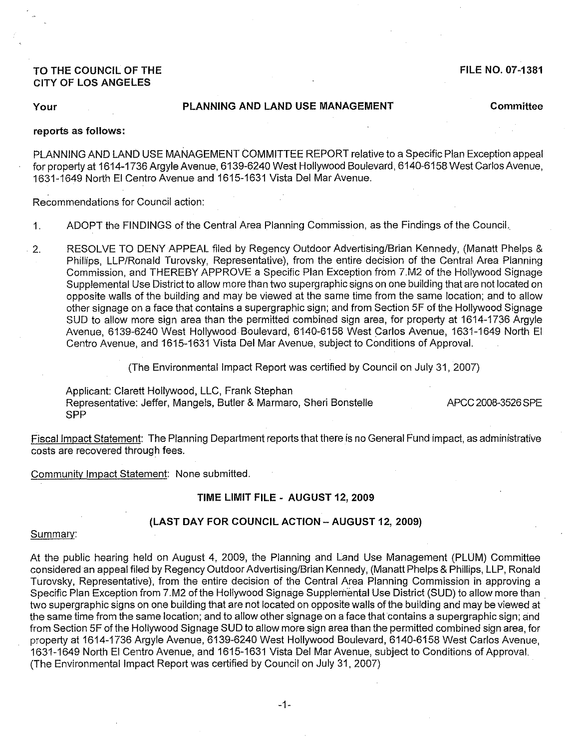**TO THE COUNCIL OF THE CITY OF LOS ANGELES**

**FILE NO. 07-1381**

**Your** **PLANNING AND LAND USE MANAGEMENT** **Committee**

**reports as follows:**

PLANNING AND LAND USE MANAGEMENT COMMITTEE REPORT relative to a Specific Plan Exception appeal for property at 1614-1736 Argyle Avenue, 6139-6240 West Hollywood Boulevard, 6140-6158 West Carlos Avenue, 1631-1649 North El Centro Avenue and 1615-1631 Vista Del Mar Avenue.

Recommendations for Council action:

1. ADOPT the FINDINGS of the Central Area Planning Commission, as the Findings of the Council.

2. RESOLVE TO DENY APPEAL filed by Regency Outdoor Advertising/Brian Kennedy, (Manatt Phelps & Phillips, LLP/Ronald Turovsky, Representative), from the entire decision of the Central Area Planning Commission, and THEREBY APPROVE a Specific Plan Exception from 7.M2 of the Hollywood Signage Supplemental Use District to allow more than two supergraphic signs on one building that are not located on opposite walls of the building and may be viewed at the same time from the same location; and to allow other signage on a face that contains a supergraphic sign; and from Section 5F of the Hollywood Signage SUD to allow more sign area than the permitted combined sign area, for property at 1614-1736 Argyle Avenue, 6139-6240 West Hollywood Boulevard, 6140-6158 West Carlos Avenue, 1631-1649 North El Centro Avenue, and 1615-1631 Vista Del Mar Avenue, subject to Conditions of Approval.

   (The Environmental Impact Report was certified by Council on July 31, 2007)

   Applicant: Clarett Hollywood, LLC, Frank Stephan
   Representative: Jeffer, Mangels, Butler & Marmaro, Sheri Bonstelle
   SPP

   APCC 2008-3526 SPE

Fiscal Impact Statement: The Planning Department reports that there is no General Fund impact, as administrative costs are recovered through fees.

Community Impact Statement: None submitted.

**TIME LIMIT FILE - AUGUST 12, 2009**

**(LAST DAY FOR COUNCIL ACTION – AUGUST 12, 2009)**

Summary:

At the public hearing held on August 4, 2009, the Planning and Land Use Management (PLUM) Committee considered an appeal filed by Regency Outdoor Advertising/Brian Kennedy, (Manatt Phelps & Phillips, LLP, Ronald Turovsky, Representative), from the entire decision of the Central Area Planning Commission in approving a Specific Plan Exception from 7.M2 of the Hollywood Signage Supplemental Use District (SUD) to allow more than two supergraphic signs on one building that are not located on opposite walls of the building and may be viewed at the same time from the same location; and to allow other signage on a face that contains a supergraphic sign; and from Section 5F of the Hollywood Signage SUD to allow more sign area than the permitted combined sign area, for property at 1614-1736 Argyle Avenue, 6139-6240 West Hollywood Boulevard, 6140-6158 West Carlos Avenue, 1631-1649 North El Centro Avenue, and 1615-1631 Vista Del Mar Avenue, subject to Conditions of Approval. (The Environmental Impact Report was certified by Council on July 31, 2007)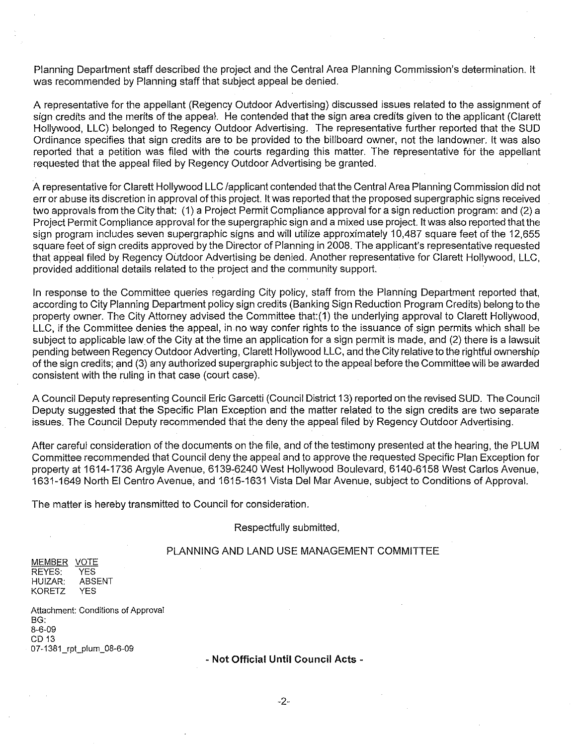Planning Department staff described the project and the Central Area Planning Commission's determination. It was recommended by Planning staff that subject appeal be denied.

A representative for the appellant (Regency Outdoor Advertising) discussed issues related to the assignment of sign credits and the merits of the appeal. He contended that the sign area credits given to the applicant (Clarett Hollywood, LLC) belonged to Regency Outdoor Advertising. The representative further reported that the SUD Ordinance specifies that sign credits are to be provided to the billboard owner, not the landowner. It was also reported that a petition was filed with the courts regarding this matter. The representative for the appellant requested that the appeal filed by Regency Outdoor Advertising be granted.

A representative for Clarett Hollywood LLC /applicant contended that the Central Area Planning Commission did not err or abuse its discretion in approval of this project. It was reported that the proposed supergraphic signs received two approvals from the City that: (1) a Project Permit Compliance approval for a sign reduction program: and (2) a Project Permit Compliance approval for the supergraphic sign and a mixed use project. It was also reported that the sign program includes seven supergraphic signs and will utilize approximately 10,487 square feet of the 12,655 square feet of sign credits approved by the Director of Planning in 2008. The applicant's representative requested that appeal filed by Regency Outdoor Advertising be denied. Another representative for Clarett Hollywood, LLC, provided additional details related to the project and the community support.

In response to the Committee queries regarding City policy, staff from the Planning Department reported that, according to City Planning Department policy sign credits (Banking Sign Reduction Program Credits) belong to the property owner. The City Attorney advised the Committee that:(1) the underlying approval to Clarett Hollywood, LLC, if the Committee denies the appeal, in no way confer rights to the issuance of sign permits which shall be subject to applicable law of the City at the time an application for a sign permit is made, and (2) there is a lawsuit pending between Regency Outdoor Adverting, Clarett Hollywood LLC, and the City relative to the rightful ownership of the sign credits; and (3) any authorized supergraphic subject to the appeal before the Committee will be awarded consistent with the ruling in that case (court case).

A Council Deputy representing Council Eric Garcetti (Council District 13) reported on the revised SUD. The Council Deputy suggested that the Specific Plan Exception and the matter related to the sign credits are two separate issues. The Council Deputy recommended that the deny the appeal filed by Regency Outdoor Advertising.

After careful consideration of the documents on the file, and of the testimony presented at the hearing, the PLUM Committee recommended that Council deny the appeal and to approve the requested Specific Plan Exception for property at 1614-1736 Argyle Avenue, 6139-6240 West Hollywood Boulevard, 6140-6158 West Carlos Avenue, 1631-1649 North El Centro Avenue, and 1615-1631 Vista Del Mar Avenue, subject to Conditions of Approval.

The matter is hereby transmitted to Council for consideration.

Respectfully submitted,

PLANNING AND LAND USE MANAGEMENT COMMITTEE

| MEMBER | VOTE |
|---|---|
| REYES: | YES |
| HUIZAR: | ABSENT |
| KORETZ | YES |

Attachment: Conditions of Approval
BG:
8-6-09
CD 13
07-1381_rpt_plum_08-6-09

**- Not Official Until Council Acts -**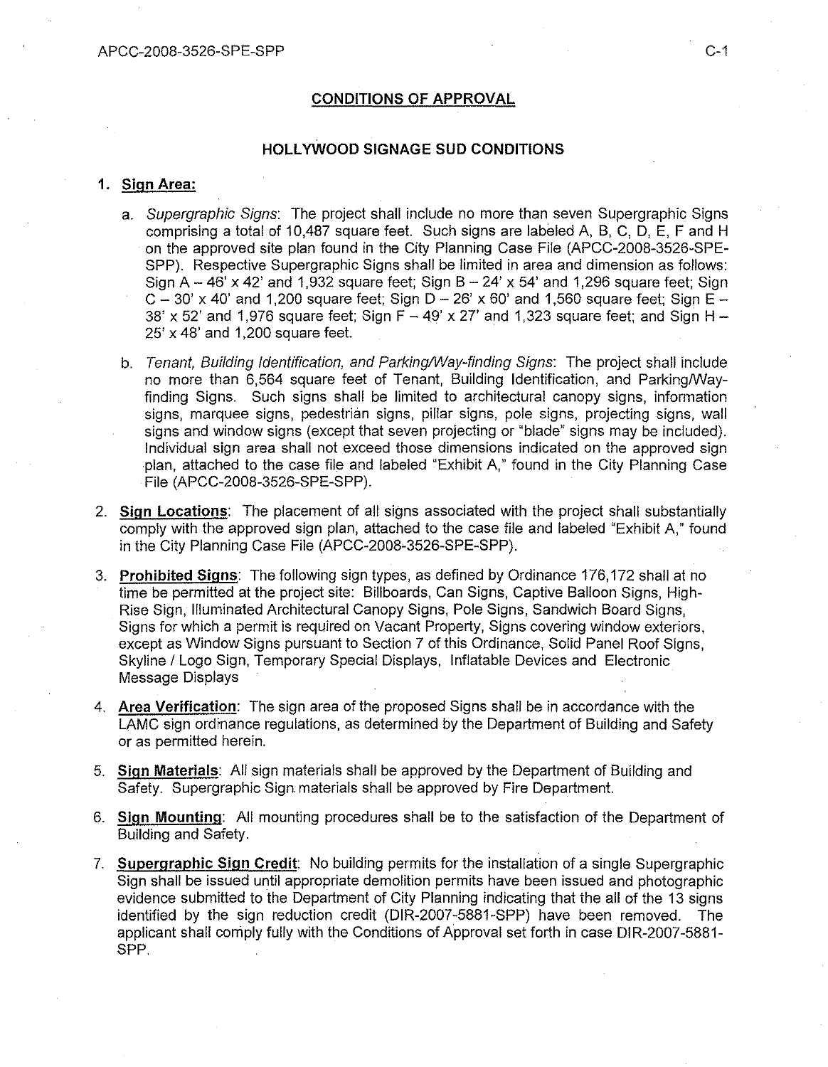## CONDITIONS OF APPROVAL

### HOLLYWOOD SIGNAGE SUD CONDITIONS

1. **Sign Area:**

   a. *Supergraphic Signs*: The project shall include no more than seven Supergraphic Signs comprising a total of 10,487 square feet. Such signs are labeled A, B, C, D, E, F and H on the approved site plan found in the City Planning Case File (APCC-2008-3526-SPE-SPP). Respective Supergraphic Signs shall be limited in area and dimension as follows: Sign A – 46' x 42' and 1,932 square feet; Sign B – 24' x 54' and 1,296 square feet; Sign C – 30' x 40' and 1,200 square feet; Sign D – 26' x 60' and 1,560 square feet; Sign E – 38' x 52' and 1,976 square feet; Sign F – 49' x 27' and 1,323 square feet; and Sign H – 25' x 48' and 1,200 square feet.

   b. *Tenant, Building Identification, and Parking/Way-finding Signs*: The project shall include no more than 6,564 square feet of Tenant, Building Identification, and Parking/Way-finding Signs. Such signs shall be limited to architectural canopy signs, information signs, marquee signs, pedestrian signs, pillar signs, pole signs, projecting signs, wall signs and window signs (except that seven projecting or "blade" signs may be included). Individual sign area shall not exceed those dimensions indicated on the approved sign plan, attached to the case file and labeled "Exhibit A," found in the City Planning Case File (APCC-2008-3526-SPE-SPP).

2. **Sign Locations**: The placement of all signs associated with the project shall substantially comply with the approved sign plan, attached to the case file and labeled "Exhibit A," found in the City Planning Case File (APCC-2008-3526-SPE-SPP).

3. **Prohibited Signs**: The following sign types, as defined by Ordinance 176,172 shall at no time be permitted at the project site: Billboards, Can Signs, Captive Balloon Signs, High-Rise Sign, Illuminated Architectural Canopy Signs, Pole Signs, Sandwich Board Signs, Signs for which a permit is required on Vacant Property, Signs covering window exteriors, except as Window Signs pursuant to Section 7 of this Ordinance, Solid Panel Roof Signs, Skyline / Logo Sign, Temporary Special Displays, Inflatable Devices and Electronic Message Displays

4. **Area Verification**: The sign area of the proposed Signs shall be in accordance with the LAMC sign ordinance regulations, as determined by the Department of Building and Safety or as permitted herein.

5. **Sign Materials**: All sign materials shall be approved by the Department of Building and Safety. Supergraphic Sign materials shall be approved by Fire Department.

6. **Sign Mounting**: All mounting procedures shall be to the satisfaction of the Department of Building and Safety.

7. **Supergraphic Sign Credit**: No building permits for the installation of a single Supergraphic Sign shall be issued until appropriate demolition permits have been issued and photographic evidence submitted to the Department of City Planning indicating that the all of the 13 signs identified by the sign reduction credit (DIR-2007-5881-SPP) have been removed. The applicant shall comply fully with the Conditions of Approval set forth in case DIR-2007-5881-SPP.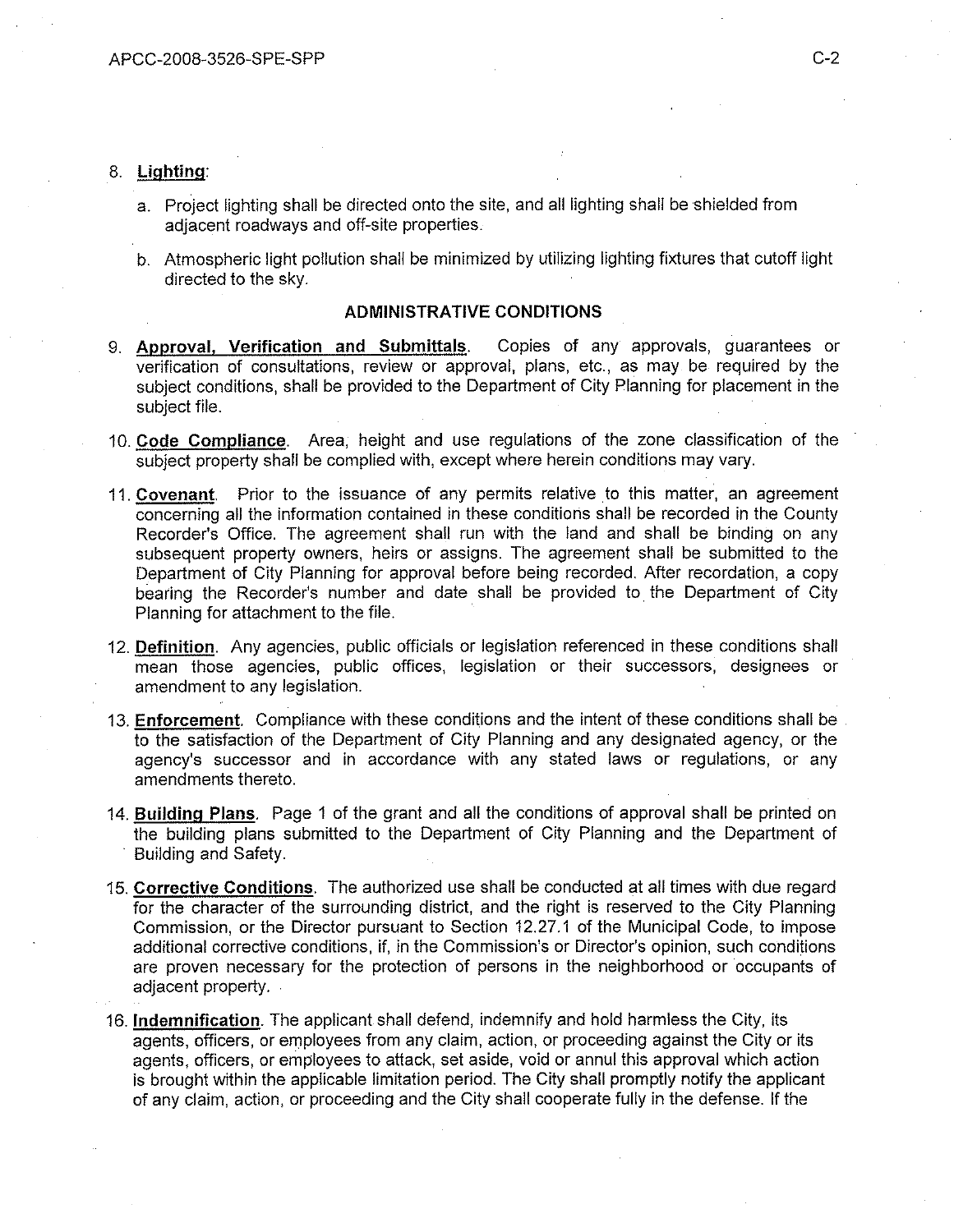8. **Lighting**:

   a. Project lighting shall be directed onto the site, and all lighting shall be shielded from adjacent roadways and off-site properties.

   b. Atmospheric light pollution shall be minimized by utilizing lighting fixtures that cutoff light directed to the sky.

## ADMINISTRATIVE CONDITIONS

9. **Approval, Verification and Submittals**. Copies of any approvals, guarantees or verification of consultations, review or approval, plans, etc., as may be required by the subject conditions, shall be provided to the Department of City Planning for placement in the subject file.

10. **Code Compliance**. Area, height and use regulations of the zone classification of the subject property shall be complied with, except where herein conditions may vary.

11. **Covenant**. Prior to the issuance of any permits relative to this matter, an agreement concerning all the information contained in these conditions shall be recorded in the County Recorder's Office. The agreement shall run with the land and shall be binding on any subsequent property owners, heirs or assigns. The agreement shall be submitted to the Department of City Planning for approval before being recorded. After recordation, a copy bearing the Recorder's number and date shall be provided to the Department of City Planning for attachment to the file.

12. **Definition**. Any agencies, public officials or legislation referenced in these conditions shall mean those agencies, public offices, legislation or their successors, designees or amendment to any legislation.

13. **Enforcement**. Compliance with these conditions and the intent of these conditions shall be to the satisfaction of the Department of City Planning and any designated agency, or the agency's successor and in accordance with any stated laws or regulations, or any amendments thereto.

14. **Building Plans**. Page 1 of the grant and all the conditions of approval shall be printed on the building plans submitted to the Department of City Planning and the Department of Building and Safety.

15. **Corrective Conditions**. The authorized use shall be conducted at all times with due regard for the character of the surrounding district, and the right is reserved to the City Planning Commission, or the Director pursuant to Section 12.27.1 of the Municipal Code, to impose additional corrective conditions, if, in the Commission's or Director's opinion, such conditions are proven necessary for the protection of persons in the neighborhood or occupants of adjacent property.

16. **Indemnification**. The applicant shall defend, indemnify and hold harmless the City, its agents, officers, or employees from any claim, action, or proceeding against the City or its agents, officers, or employees to attack, set aside, void or annul this approval which action is brought within the applicable limitation period. The City shall promptly notify the applicant of any claim, action, or proceeding and the City shall cooperate fully in the defense. If the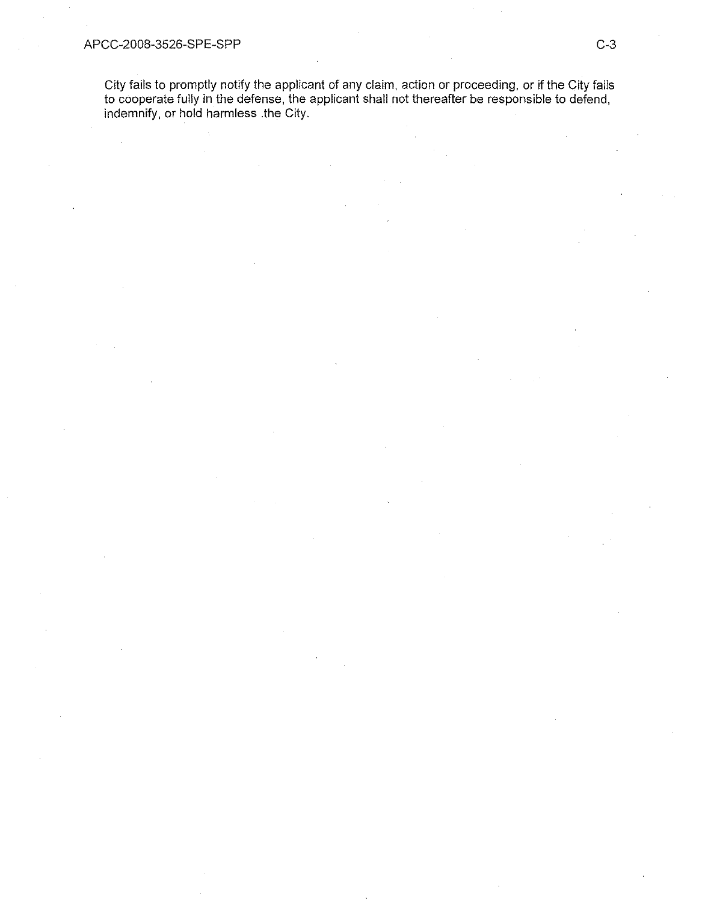City fails to promptly notify the applicant of any claim, action or proceeding, or if the City fails to cooperate fully in the defense, the applicant shall not thereafter be responsible to defend, indemnify, or hold harmless .the City.